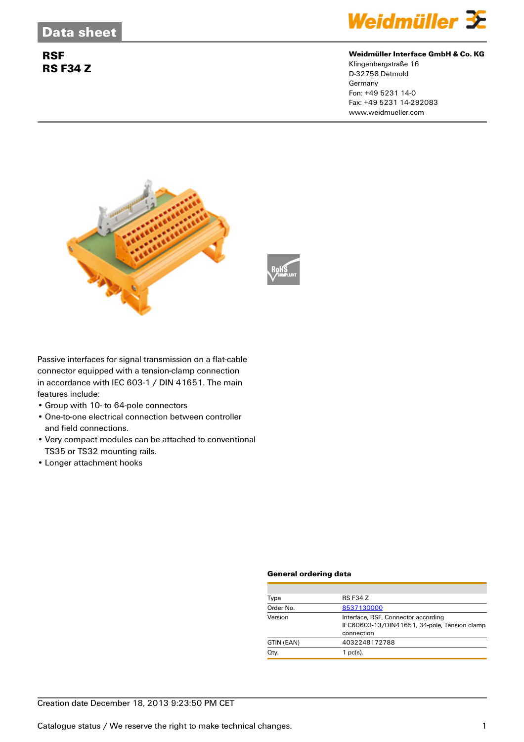Data sheet

# RSF
# RS F34 Z

**Weidmüller Interface GmbH & Co. KG**
Klingenbergstraße 16
D-32758 Detmold
Germany
Fon: +49 5231 14-0
Fax: +49 5231 14-292083
www.weidmueller.com

Passive interfaces for signal transmission on a flat-cable connector equipped with a tension-clamp connection in accordance with IEC 603-1 / DIN 41651. The main features include:

- Group with 10- to 64-pole connectors
- One-to-one electrical connection between controller and field connections.
- Very compact modules can be attached to conventional TS35 or TS32 mounting rails.
- Longer attachment hooks

### General ordering data

| | |
|---|---|
| Type | RS F34 Z |
| Order No. | 8537130000 |
| Version | Interface, RSF, Connector according IEC60603-13/DIN41651, 34-pole, Tension clamp connection |
| GTIN (EAN) | 4032248172788 |
| Qty. | 1 pc(s). |

Creation date December 18, 2013 9:23:50 PM CET

Catalogue status / We reserve the right to make technical changes.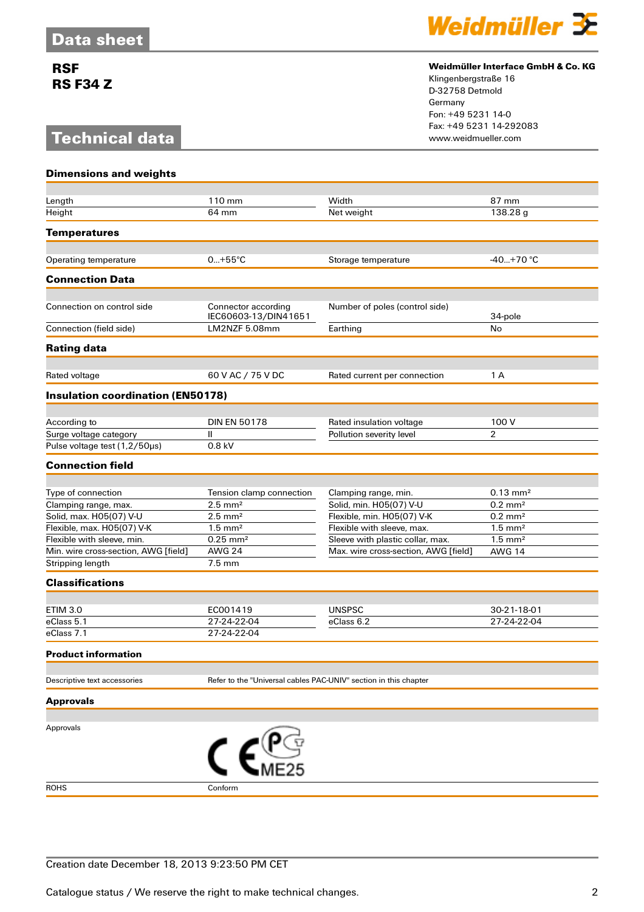# Data sheet

**RSF**
**RS F34 Z**

**Weidmüller Interface GmbH & Co. KG**
Klingenbergstraße 16
D-32758 Detmold
Germany
Fon: +49 5231 14-0
Fax: +49 5231 14-292083
www.weidmueller.com

## Technical data

### Dimensions and weights

| | | | |
|---|---|---|---|
| Length | 110 mm | Width | 87 mm |
| Height | 64 mm | Net weight | 138.28 g |

### Temperatures

| | | | |
|---|---|---|---|
| Operating temperature | 0...+55°C | Storage temperature | -40...+70 °C |

### Connection Data

| | | | |
|---|---|---|---|
| Connection on control side | Connector according IEC60603-13/DIN41651 | Number of poles (control side) | 34-pole |
| Connection (field side) | LM2NZF 5.08mm | Earthing | No |

### Rating data

| | | | |
|---|---|---|---|
| Rated voltage | 60 V AC / 75 V DC | Rated current per connection | 1 A |

### Insulation coordination (EN50178)

| | | | |
|---|---|---|---|
| According to | DIN EN 50178 | Rated insulation voltage | 100 V |
| Surge voltage category | II | Pollution severity level | 2 |
| Pulse voltage test (1,2/50µs) | 0.8 kV | | |

### Connection field

| | | | |
|---|---|---|---|
| Type of connection | Tension clamp connection | Clamping range, min. | 0.13 mm² |
| Clamping range, max. | 2.5 mm² | Solid, min. H05(07) V-U | 0.2 mm² |
| Solid, max. H05(07) V-U | 2.5 mm² | Flexible, min. H05(07) V-K | 0.2 mm² |
| Flexible, max. H05(07) V-K | 1.5 mm² | Flexible with sleeve, max. | 1.5 mm² |
| Flexible with sleeve, min. | 0.25 mm² | Sleeve with plastic collar, max. | 1.5 mm² |
| Min. wire cross-section, AWG [field] | AWG 24 | Max. wire cross-section, AWG [field] | AWG 14 |
| Stripping length | 7.5 mm | | |

### Classifications

| | | | |
|---|---|---|---|
| ETIM 3.0 | EC001419 | UNSPSC | 30-21-18-01 |
| eClass 5.1 | 27-24-22-04 | eClass 6.2 | 27-24-22-04 |
| eClass 7.1 | 27-24-22-04 | | |

### Product information

| | |
|---|---|
| Descriptive text accessories | Refer to the "Universal cables PAC-UNIV" section in this chapter |

### Approvals

| | |
|---|---|
| Approvals | CE, PCT ME25 |
| ROHS | Conform |

Creation date December 18, 2013 9:23:50 PM CET

Catalogue status / We reserve the right to make technical changes.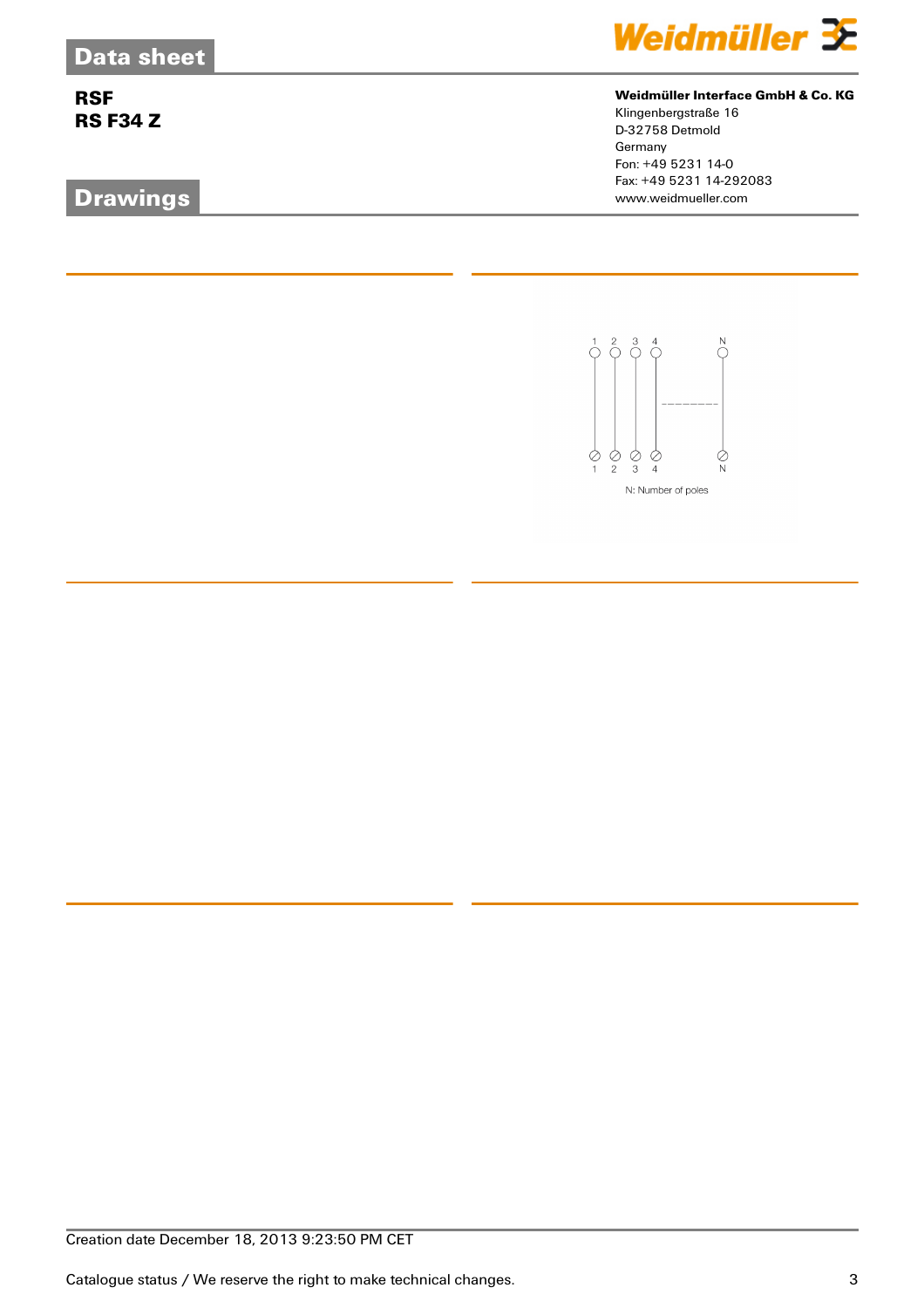# Data sheet

**RSF**
**RS F34 Z**

**Weidmüller Interface GmbH & Co. KG**
Klingenbergstraße 16
D-32758 Detmold
Germany
Fon: +49 5231 14-0
Fax: +49 5231 14-292083
www.weidmueller.com

## Drawings

1 2 3 4 N

1 2 3 4 N

N: Number of poles

Creation date December 18, 2013 9:23:50 PM CET

Catalogue status / We reserve the right to make technical changes.